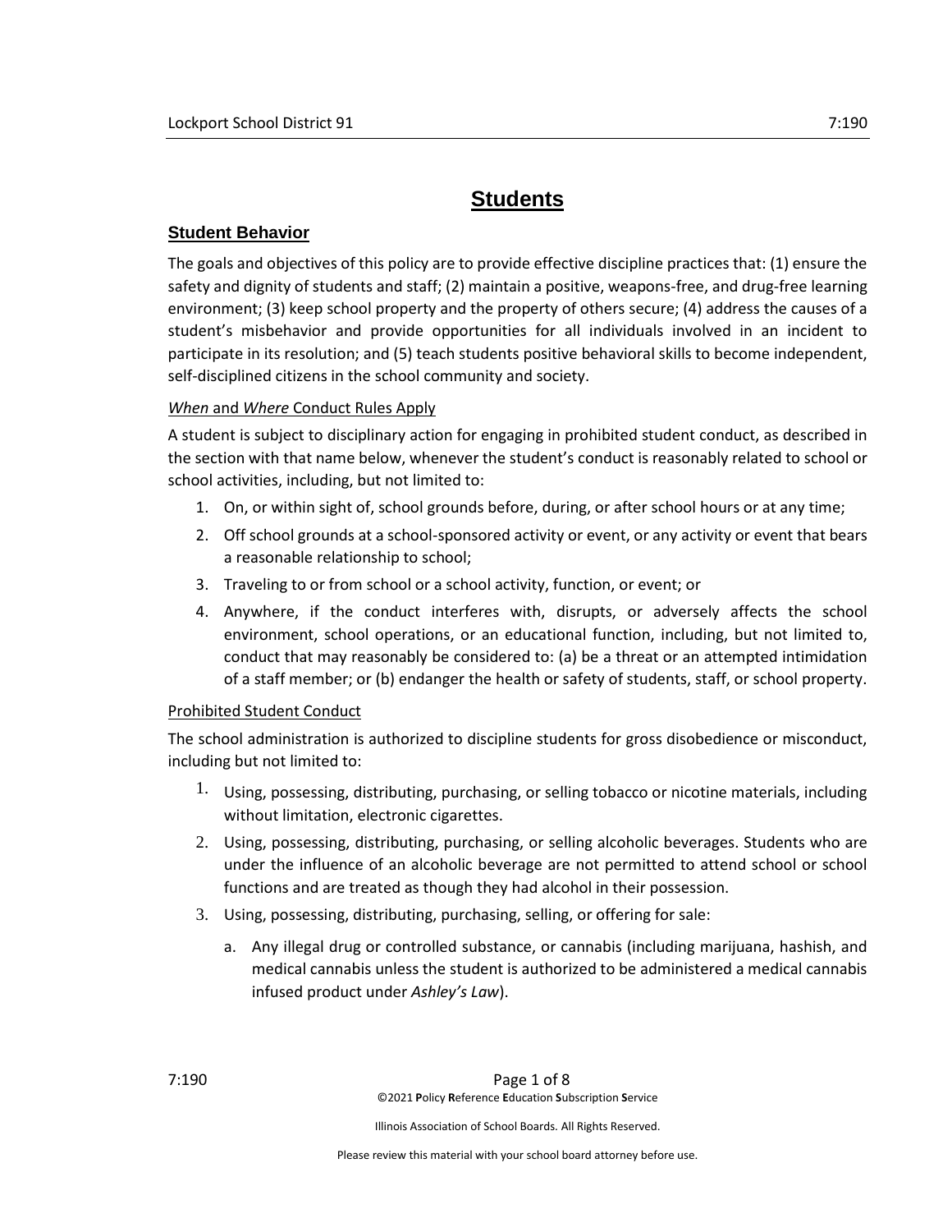# Students

## Student Behavior

The goals and objectives of this policy are to provide effective discipline practices that: (1) ensure the safety and dignity of students and staff; (2) maintain a positive, weapons-free, and drug-free learning environment; (3) keep school property and the property of others secure; (4) address the causes of a student's misbehavior and provide opportunities for all individuals involved in an incident to participate in its resolution; and (5) teach students positive behavioral skills to become independent, self-disciplined citizens in the school community and society.

### *When* and *Where* Conduct Rules Apply

A student is subject to disciplinary action for engaging in prohibited student conduct, as described in the section with that name below, whenever the student's conduct is reasonably related to school or school activities, including, but not limited to:

1. On, or within sight of, school grounds before, during, or after school hours or at any time;
2. Off school grounds at a school-sponsored activity or event, or any activity or event that bears a reasonable relationship to school;
3. Traveling to or from school or a school activity, function, or event; or
4. Anywhere, if the conduct interferes with, disrupts, or adversely affects the school environment, school operations, or an educational function, including, but not limited to, conduct that may reasonably be considered to: (a) be a threat or an attempted intimidation of a staff member; or (b) endanger the health or safety of students, staff, or school property.

### Prohibited Student Conduct

The school administration is authorized to discipline students for gross disobedience or misconduct, including but not limited to:

1. Using, possessing, distributing, purchasing, or selling tobacco or nicotine materials, including without limitation, electronic cigarettes.
2. Using, possessing, distributing, purchasing, or selling alcoholic beverages. Students who are under the influence of an alcoholic beverage are not permitted to attend school or school functions and are treated as though they had alcohol in their possession.
3. Using, possessing, distributing, purchasing, selling, or offering for sale:
   a. Any illegal drug or controlled substance, or cannabis (including marijuana, hashish, and medical cannabis unless the student is authorized to be administered a medical cannabis infused product under *Ashley's Law*).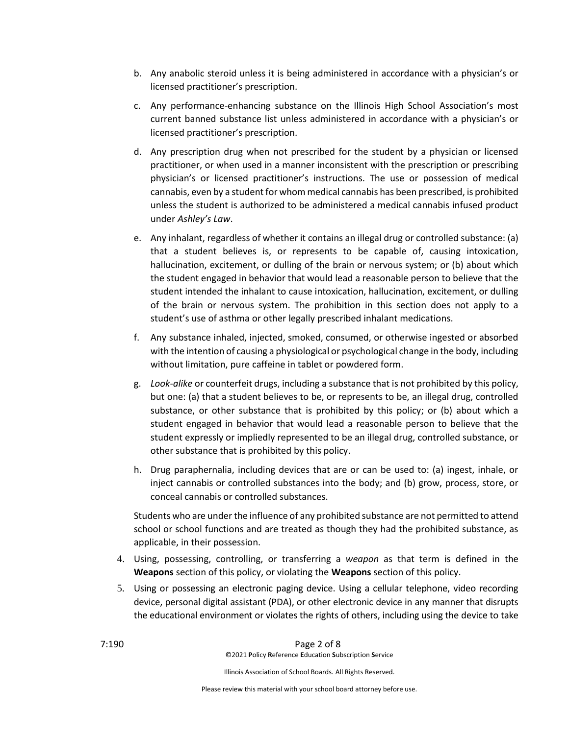b. Any anabolic steroid unless it is being administered in accordance with a physician's or licensed practitioner's prescription.

c. Any performance-enhancing substance on the Illinois High School Association's most current banned substance list unless administered in accordance with a physician's or licensed practitioner's prescription.

d. Any prescription drug when not prescribed for the student by a physician or licensed practitioner, or when used in a manner inconsistent with the prescription or prescribing physician's or licensed practitioner's instructions. The use or possession of medical cannabis, even by a student for whom medical cannabis has been prescribed, is prohibited unless the student is authorized to be administered a medical cannabis infused product under *Ashley's Law*.

e. Any inhalant, regardless of whether it contains an illegal drug or controlled substance: (a) that a student believes is, or represents to be capable of, causing intoxication, hallucination, excitement, or dulling of the brain or nervous system; or (b) about which the student engaged in behavior that would lead a reasonable person to believe that the student intended the inhalant to cause intoxication, hallucination, excitement, or dulling of the brain or nervous system. The prohibition in this section does not apply to a student's use of asthma or other legally prescribed inhalant medications.

f. Any substance inhaled, injected, smoked, consumed, or otherwise ingested or absorbed with the intention of causing a physiological or psychological change in the body, including without limitation, pure caffeine in tablet or powdered form.

g. *Look-alike* or counterfeit drugs, including a substance that is not prohibited by this policy, but one: (a) that a student believes to be, or represents to be, an illegal drug, controlled substance, or other substance that is prohibited by this policy; or (b) about which a student engaged in behavior that would lead a reasonable person to believe that the student expressly or impliedly represented to be an illegal drug, controlled substance, or other substance that is prohibited by this policy.

h. Drug paraphernalia, including devices that are or can be used to: (a) ingest, inhale, or inject cannabis or controlled substances into the body; and (b) grow, process, store, or conceal cannabis or controlled substances.

Students who are under the influence of any prohibited substance are not permitted to attend school or school functions and are treated as though they had the prohibited substance, as applicable, in their possession.

4. Using, possessing, controlling, or transferring a *weapon* as that term is defined in the **Weapons** section of this policy, or violating the **Weapons** section of this policy.

5. Using or possessing an electronic paging device. Using a cellular telephone, video recording device, personal digital assistant (PDA), or other electronic device in any manner that disrupts the educational environment or violates the rights of others, including using the device to take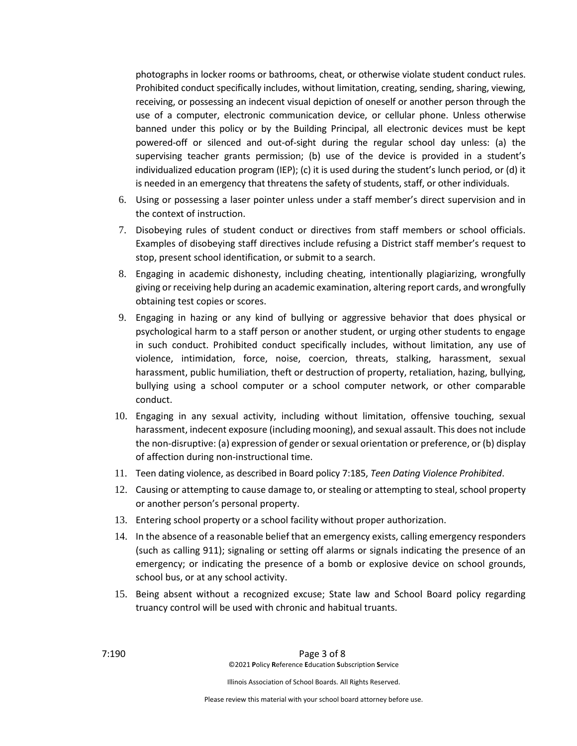photographs in locker rooms or bathrooms, cheat, or otherwise violate student conduct rules. Prohibited conduct specifically includes, without limitation, creating, sending, sharing, viewing, receiving, or possessing an indecent visual depiction of oneself or another person through the use of a computer, electronic communication device, or cellular phone. Unless otherwise banned under this policy or by the Building Principal, all electronic devices must be kept powered-off or silenced and out-of-sight during the regular school day unless: (a) the supervising teacher grants permission; (b) use of the device is provided in a student's individualized education program (IEP); (c) it is used during the student's lunch period, or (d) it is needed in an emergency that threatens the safety of students, staff, or other individuals.

6. Using or possessing a laser pointer unless under a staff member's direct supervision and in the context of instruction.
7. Disobeying rules of student conduct or directives from staff members or school officials. Examples of disobeying staff directives include refusing a District staff member's request to stop, present school identification, or submit to a search.
8. Engaging in academic dishonesty, including cheating, intentionally plagiarizing, wrongfully giving or receiving help during an academic examination, altering report cards, and wrongfully obtaining test copies or scores.
9. Engaging in hazing or any kind of bullying or aggressive behavior that does physical or psychological harm to a staff person or another student, or urging other students to engage in such conduct. Prohibited conduct specifically includes, without limitation, any use of violence, intimidation, force, noise, coercion, threats, stalking, harassment, sexual harassment, public humiliation, theft or destruction of property, retaliation, hazing, bullying, bullying using a school computer or a school computer network, or other comparable conduct.
10. Engaging in any sexual activity, including without limitation, offensive touching, sexual harassment, indecent exposure (including mooning), and sexual assault. This does not include the non-disruptive: (a) expression of gender or sexual orientation or preference, or (b) display of affection during non-instructional time.
11. Teen dating violence, as described in Board policy 7:185, *Teen Dating Violence Prohibited*.
12. Causing or attempting to cause damage to, or stealing or attempting to steal, school property or another person's personal property.
13. Entering school property or a school facility without proper authorization.
14. In the absence of a reasonable belief that an emergency exists, calling emergency responders (such as calling 911); signaling or setting off alarms or signals indicating the presence of an emergency; or indicating the presence of a bomb or explosive device on school grounds, school bus, or at any school activity.
15. Being absent without a recognized excuse; State law and School Board policy regarding truancy control will be used with chronic and habitual truants.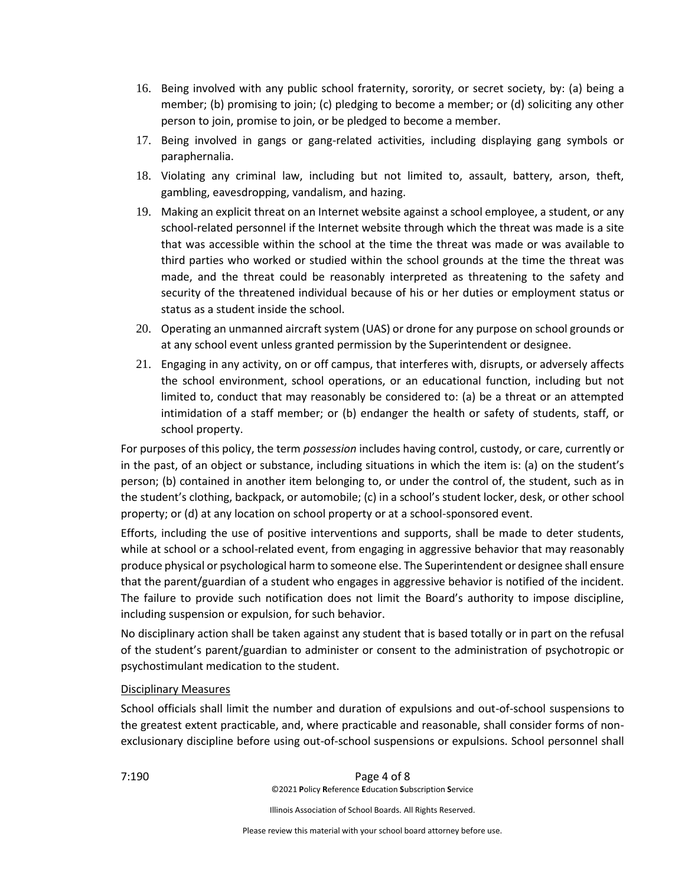16. Being involved with any public school fraternity, sorority, or secret society, by: (a) being a member; (b) promising to join; (c) pledging to become a member; or (d) soliciting any other person to join, promise to join, or be pledged to become a member.
17. Being involved in gangs or gang-related activities, including displaying gang symbols or paraphernalia.
18. Violating any criminal law, including but not limited to, assault, battery, arson, theft, gambling, eavesdropping, vandalism, and hazing.
19. Making an explicit threat on an Internet website against a school employee, a student, or any school-related personnel if the Internet website through which the threat was made is a site that was accessible within the school at the time the threat was made or was available to third parties who worked or studied within the school grounds at the time the threat was made, and the threat could be reasonably interpreted as threatening to the safety and security of the threatened individual because of his or her duties or employment status or status as a student inside the school.
20. Operating an unmanned aircraft system (UAS) or drone for any purpose on school grounds or at any school event unless granted permission by the Superintendent or designee.
21. Engaging in any activity, on or off campus, that interferes with, disrupts, or adversely affects the school environment, school operations, or an educational function, including but not limited to, conduct that may reasonably be considered to: (a) be a threat or an attempted intimidation of a staff member; or (b) endanger the health or safety of students, staff, or school property.

For purposes of this policy, the term *possession* includes having control, custody, or care, currently or in the past, of an object or substance, including situations in which the item is: (a) on the student's person; (b) contained in another item belonging to, or under the control of, the student, such as in the student's clothing, backpack, or automobile; (c) in a school's student locker, desk, or other school property; or (d) at any location on school property or at a school-sponsored event.

Efforts, including the use of positive interventions and supports, shall be made to deter students, while at school or a school-related event, from engaging in aggressive behavior that may reasonably produce physical or psychological harm to someone else. The Superintendent or designee shall ensure that the parent/guardian of a student who engages in aggressive behavior is notified of the incident. The failure to provide such notification does not limit the Board's authority to impose discipline, including suspension or expulsion, for such behavior.

No disciplinary action shall be taken against any student that is based totally or in part on the refusal of the student's parent/guardian to administer or consent to the administration of psychotropic or psychostimulant medication to the student.

Disciplinary Measures

School officials shall limit the number and duration of expulsions and out-of-school suspensions to the greatest extent practicable, and, where practicable and reasonable, shall consider forms of non-exclusionary discipline before using out-of-school suspensions or expulsions. School personnel shall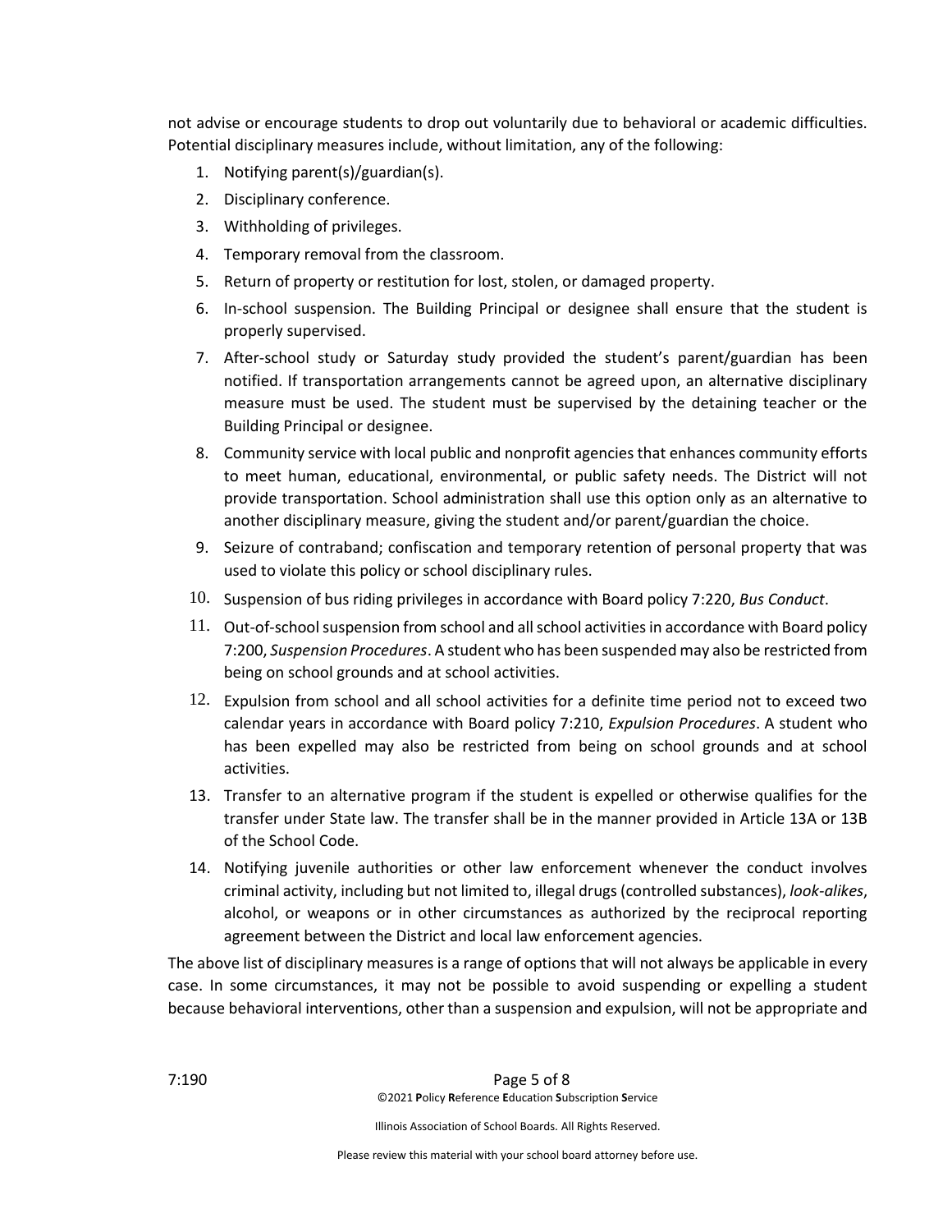not advise or encourage students to drop out voluntarily due to behavioral or academic difficulties. Potential disciplinary measures include, without limitation, any of the following:

1. Notifying parent(s)/guardian(s).
2. Disciplinary conference.
3. Withholding of privileges.
4. Temporary removal from the classroom.
5. Return of property or restitution for lost, stolen, or damaged property.
6. In-school suspension. The Building Principal or designee shall ensure that the student is properly supervised.
7. After-school study or Saturday study provided the student's parent/guardian has been notified. If transportation arrangements cannot be agreed upon, an alternative disciplinary measure must be used. The student must be supervised by the detaining teacher or the Building Principal or designee.
8. Community service with local public and nonprofit agencies that enhances community efforts to meet human, educational, environmental, or public safety needs. The District will not provide transportation. School administration shall use this option only as an alternative to another disciplinary measure, giving the student and/or parent/guardian the choice.
9. Seizure of contraband; confiscation and temporary retention of personal property that was used to violate this policy or school disciplinary rules.
10. Suspension of bus riding privileges in accordance with Board policy 7:220, *Bus Conduct*.
11. Out-of-school suspension from school and all school activities in accordance with Board policy 7:200, *Suspension Procedures*. A student who has been suspended may also be restricted from being on school grounds and at school activities.
12. Expulsion from school and all school activities for a definite time period not to exceed two calendar years in accordance with Board policy 7:210, *Expulsion Procedures*. A student who has been expelled may also be restricted from being on school grounds and at school activities.
13. Transfer to an alternative program if the student is expelled or otherwise qualifies for the transfer under State law. The transfer shall be in the manner provided in Article 13A or 13B of the School Code.
14. Notifying juvenile authorities or other law enforcement whenever the conduct involves criminal activity, including but not limited to, illegal drugs (controlled substances), *look-alikes*, alcohol, or weapons or in other circumstances as authorized by the reciprocal reporting agreement between the District and local law enforcement agencies.

The above list of disciplinary measures is a range of options that will not always be applicable in every case. In some circumstances, it may not be possible to avoid suspending or expelling a student because behavioral interventions, other than a suspension and expulsion, will not be appropriate and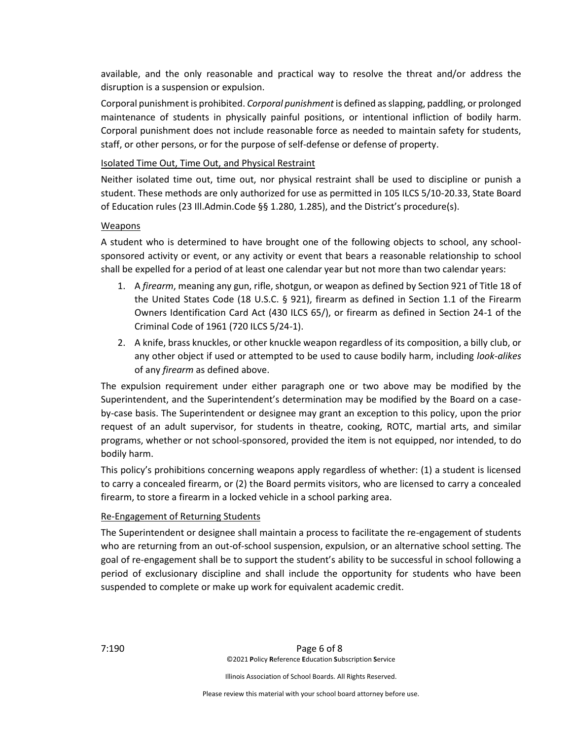available, and the only reasonable and practical way to resolve the threat and/or address the disruption is a suspension or expulsion.

Corporal punishment is prohibited. *Corporal punishment* is defined as slapping, paddling, or prolonged maintenance of students in physically painful positions, or intentional infliction of bodily harm. Corporal punishment does not include reasonable force as needed to maintain safety for students, staff, or other persons, or for the purpose of self-defense or defense of property.

Isolated Time Out, Time Out, and Physical Restraint

Neither isolated time out, time out, nor physical restraint shall be used to discipline or punish a student. These methods are only authorized for use as permitted in 105 ILCS 5/10-20.33, State Board of Education rules (23 Ill.Admin.Code §§ 1.280, 1.285), and the District's procedure(s).

Weapons

A student who is determined to have brought one of the following objects to school, any school-sponsored activity or event, or any activity or event that bears a reasonable relationship to school shall be expelled for a period of at least one calendar year but not more than two calendar years:

1. A *firearm*, meaning any gun, rifle, shotgun, or weapon as defined by Section 921 of Title 18 of the United States Code (18 U.S.C. § 921), firearm as defined in Section 1.1 of the Firearm Owners Identification Card Act (430 ILCS 65/), or firearm as defined in Section 24-1 of the Criminal Code of 1961 (720 ILCS 5/24-1).
2. A knife, brass knuckles, or other knuckle weapon regardless of its composition, a billy club, or any other object if used or attempted to be used to cause bodily harm, including *look-alikes* of any *firearm* as defined above.

The expulsion requirement under either paragraph one or two above may be modified by the Superintendent, and the Superintendent's determination may be modified by the Board on a case-by-case basis. The Superintendent or designee may grant an exception to this policy, upon the prior request of an adult supervisor, for students in theatre, cooking, ROTC, martial arts, and similar programs, whether or not school-sponsored, provided the item is not equipped, nor intended, to do bodily harm.

This policy's prohibitions concerning weapons apply regardless of whether: (1) a student is licensed to carry a concealed firearm, or (2) the Board permits visitors, who are licensed to carry a concealed firearm, to store a firearm in a locked vehicle in a school parking area.

Re-Engagement of Returning Students

The Superintendent or designee shall maintain a process to facilitate the re-engagement of students who are returning from an out-of-school suspension, expulsion, or an alternative school setting. The goal of re-engagement shall be to support the student's ability to be successful in school following a period of exclusionary discipline and shall include the opportunity for students who have been suspended to complete or make up work for equivalent academic credit.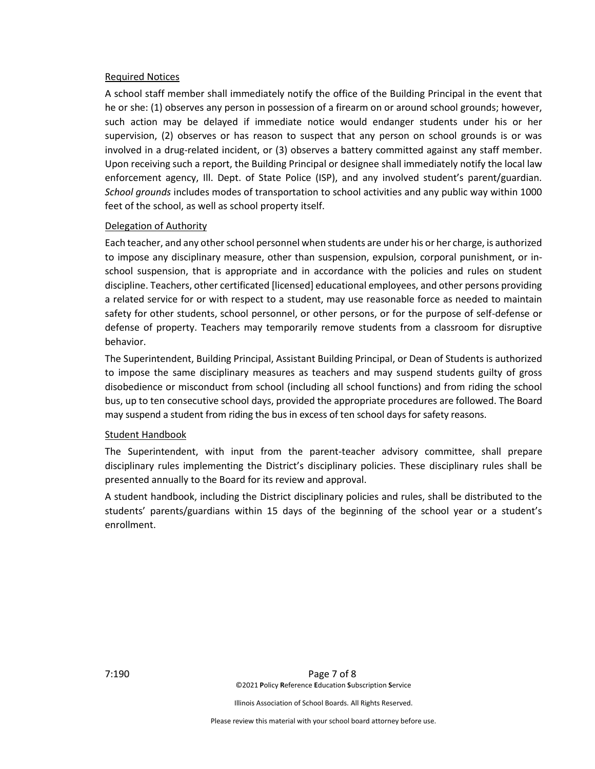### Required Notices

A school staff member shall immediately notify the office of the Building Principal in the event that he or she: (1) observes any person in possession of a firearm on or around school grounds; however, such action may be delayed if immediate notice would endanger students under his or her supervision, (2) observes or has reason to suspect that any person on school grounds is or was involved in a drug-related incident, or (3) observes a battery committed against any staff member. Upon receiving such a report, the Building Principal or designee shall immediately notify the local law enforcement agency, Ill. Dept. of State Police (ISP), and any involved student's parent/guardian. *School grounds* includes modes of transportation to school activities and any public way within 1000 feet of the school, as well as school property itself.

### Delegation of Authority

Each teacher, and any other school personnel when students are under his or her charge, is authorized to impose any disciplinary measure, other than suspension, expulsion, corporal punishment, or in-school suspension, that is appropriate and in accordance with the policies and rules on student discipline. Teachers, other certificated [licensed] educational employees, and other persons providing a related service for or with respect to a student, may use reasonable force as needed to maintain safety for other students, school personnel, or other persons, or for the purpose of self-defense or defense of property. Teachers may temporarily remove students from a classroom for disruptive behavior.

The Superintendent, Building Principal, Assistant Building Principal, or Dean of Students is authorized to impose the same disciplinary measures as teachers and may suspend students guilty of gross disobedience or misconduct from school (including all school functions) and from riding the school bus, up to ten consecutive school days, provided the appropriate procedures are followed. The Board may suspend a student from riding the bus in excess of ten school days for safety reasons.

### Student Handbook

The Superintendent, with input from the parent-teacher advisory committee, shall prepare disciplinary rules implementing the District's disciplinary policies. These disciplinary rules shall be presented annually to the Board for its review and approval.

A student handbook, including the District disciplinary policies and rules, shall be distributed to the students' parents/guardians within 15 days of the beginning of the school year or a student's enrollment.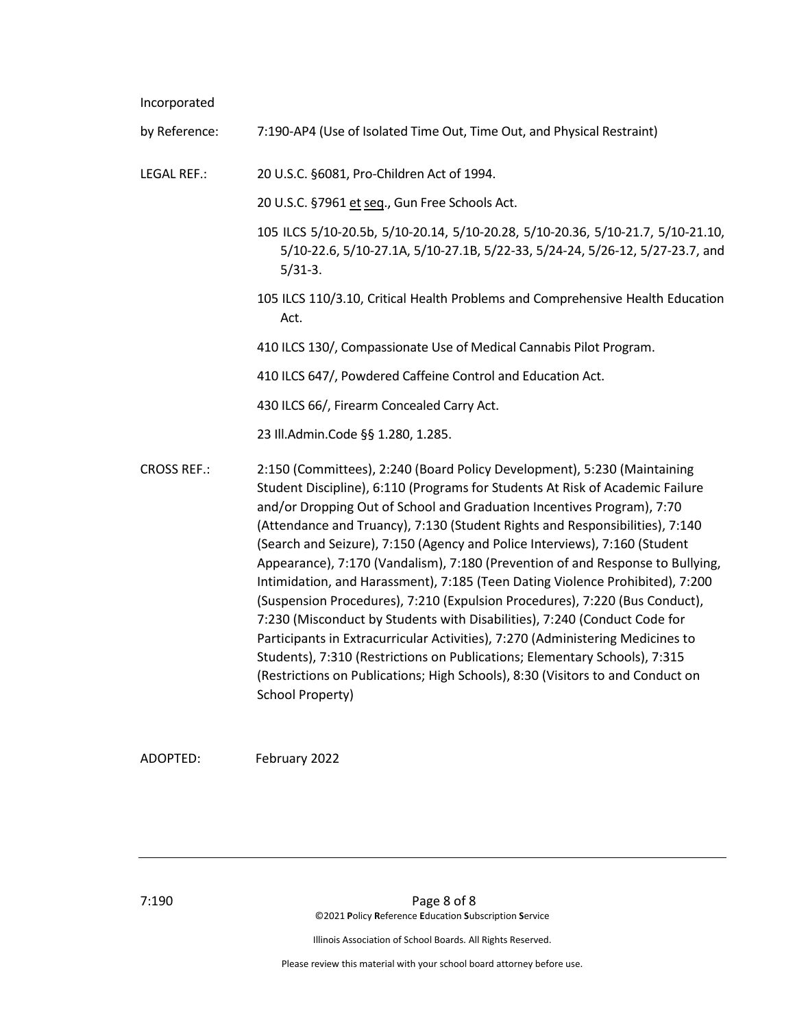Incorporated by Reference: 7:190-AP4 (Use of Isolated Time Out, Time Out, and Physical Restraint)

LEGAL REF.: 20 U.S.C. §6081, Pro-Children Act of 1994.

20 U.S.C. §7961 et seq., Gun Free Schools Act.

105 ILCS 5/10-20.5b, 5/10-20.14, 5/10-20.28, 5/10-20.36, 5/10-21.7, 5/10-21.10, 5/10-22.6, 5/10-27.1A, 5/10-27.1B, 5/22-33, 5/24-24, 5/26-12, 5/27-23.7, and 5/31-3.

105 ILCS 110/3.10, Critical Health Problems and Comprehensive Health Education Act.

410 ILCS 130/, Compassionate Use of Medical Cannabis Pilot Program.

410 ILCS 647/, Powdered Caffeine Control and Education Act.

430 ILCS 66/, Firearm Concealed Carry Act.

23 Ill.Admin.Code §§ 1.280, 1.285.

CROSS REF.: 2:150 (Committees), 2:240 (Board Policy Development), 5:230 (Maintaining Student Discipline), 6:110 (Programs for Students At Risk of Academic Failure and/or Dropping Out of School and Graduation Incentives Program), 7:70 (Attendance and Truancy), 7:130 (Student Rights and Responsibilities), 7:140 (Search and Seizure), 7:150 (Agency and Police Interviews), 7:160 (Student Appearance), 7:170 (Vandalism), 7:180 (Prevention of and Response to Bullying, Intimidation, and Harassment), 7:185 (Teen Dating Violence Prohibited), 7:200 (Suspension Procedures), 7:210 (Expulsion Procedures), 7:220 (Bus Conduct), 7:230 (Misconduct by Students with Disabilities), 7:240 (Conduct Code for Participants in Extracurricular Activities), 7:270 (Administering Medicines to Students), 7:310 (Restrictions on Publications; Elementary Schools), 7:315 (Restrictions on Publications; High Schools), 8:30 (Visitors to and Conduct on School Property)

ADOPTED: February 2022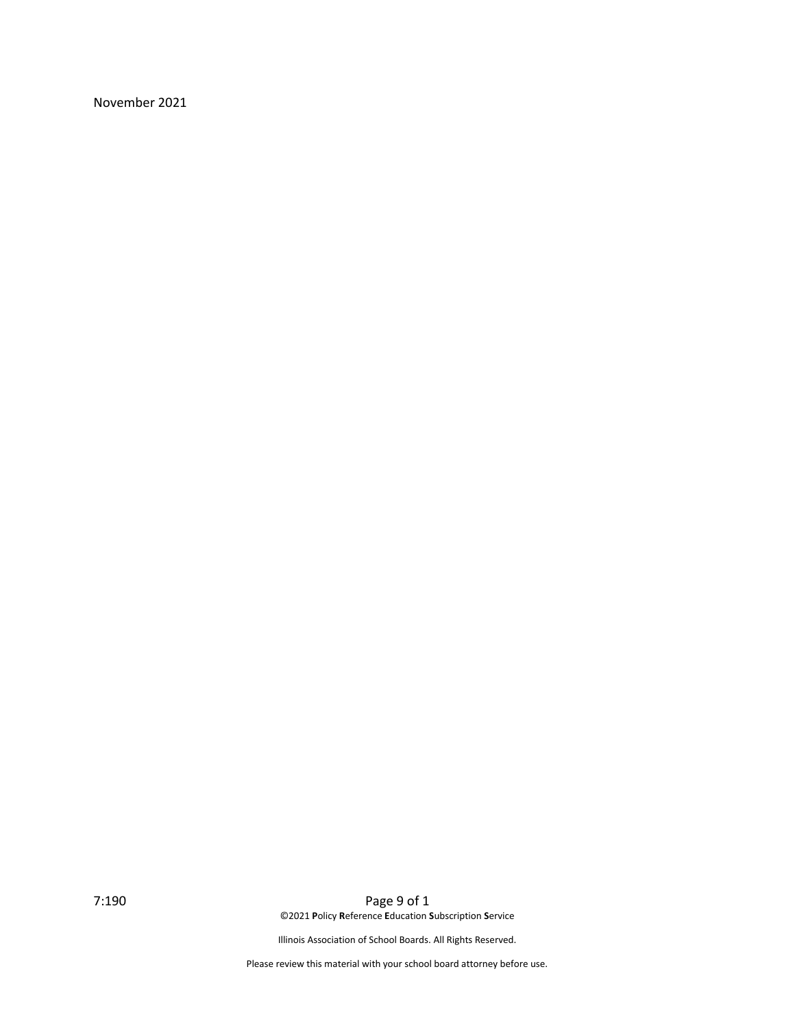November 2021